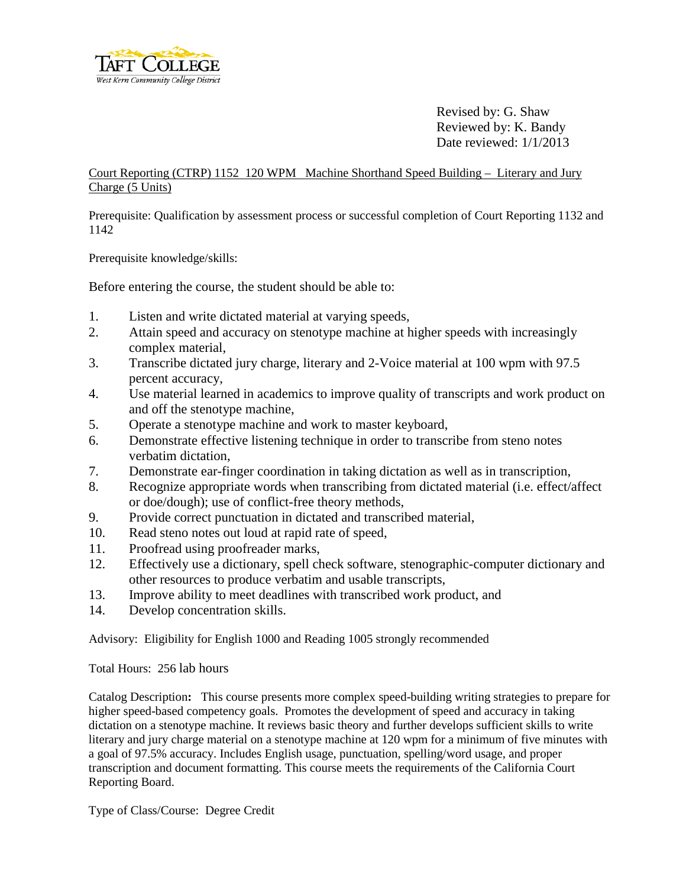Taft College
West Kern Community College District

Revised by: G. Shaw
Reviewed by: K. Bandy
Date reviewed: 1/1/2013

Court Reporting (CTRP) 1152 120 WPM Machine Shorthand Speed Building – Literary and Jury Charge (5 Units)

Prerequisite: Qualification by assessment process or successful completion of Court Reporting 1132 and 1142

Prerequisite knowledge/skills:

Before entering the course, the student should be able to:

1. Listen and write dictated material at varying speeds,
2. Attain speed and accuracy on stenotype machine at higher speeds with increasingly complex material,
3. Transcribe dictated jury charge, literary and 2-Voice material at 100 wpm with 97.5 percent accuracy,
4. Use material learned in academics to improve quality of transcripts and work product on and off the stenotype machine,
5. Operate a stenotype machine and work to master keyboard,
6. Demonstrate effective listening technique in order to transcribe from steno notes verbatim dictation,
7. Demonstrate ear-finger coordination in taking dictation as well as in transcription,
8. Recognize appropriate words when transcribing from dictated material (i.e. effect/affect or doe/dough); use of conflict-free theory methods,
9. Provide correct punctuation in dictated and transcribed material,
10. Read steno notes out loud at rapid rate of speed,
11. Proofread using proofreader marks,
12. Effectively use a dictionary, spell check software, stenographic-computer dictionary and other resources to produce verbatim and usable transcripts,
13. Improve ability to meet deadlines with transcribed work product, and
14. Develop concentration skills.

Advisory: Eligibility for English 1000 and Reading 1005 strongly recommended

Total Hours: 256 lab hours

Catalog Description**:** This course presents more complex speed-building writing strategies to prepare for higher speed-based competency goals. Promotes the development of speed and accuracy in taking dictation on a stenotype machine. It reviews basic theory and further develops sufficient skills to write literary and jury charge material on a stenotype machine at 120 wpm for a minimum of five minutes with a goal of 97.5% accuracy. Includes English usage, punctuation, spelling/word usage, and proper transcription and document formatting. This course meets the requirements of the California Court Reporting Board.

Type of Class/Course: Degree Credit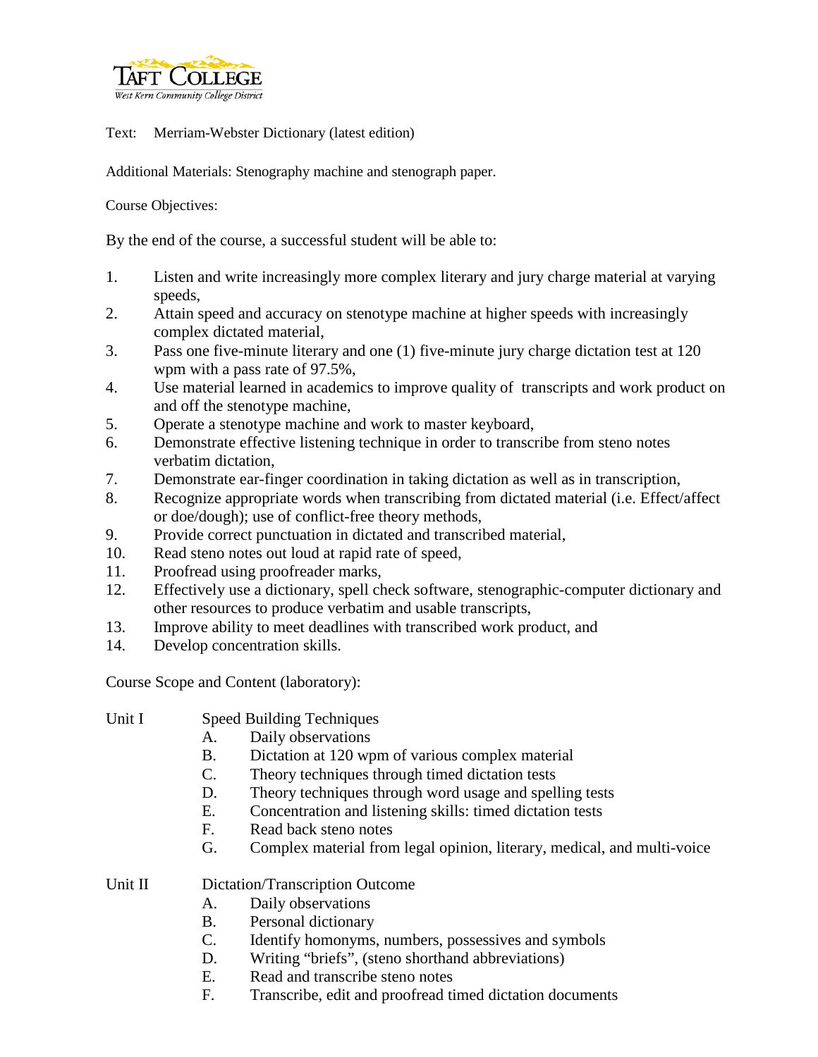Text: Merriam-Webster Dictionary (latest edition)

Additional Materials: Stenography machine and stenograph paper.

Course Objectives:

By the end of the course, a successful student will be able to:

1. Listen and write increasingly more complex literary and jury charge material at varying speeds,
2. Attain speed and accuracy on stenotype machine at higher speeds with increasingly complex dictated material,
3. Pass one five-minute literary and one (1) five-minute jury charge dictation test at 120 wpm with a pass rate of 97.5%,
4. Use material learned in academics to improve quality of transcripts and work product on and off the stenotype machine,
5. Operate a stenotype machine and work to master keyboard,
6. Demonstrate effective listening technique in order to transcribe from steno notes verbatim dictation,
7. Demonstrate ear-finger coordination in taking dictation as well as in transcription,
8. Recognize appropriate words when transcribing from dictated material (i.e. Effect/affect or doe/dough); use of conflict-free theory methods,
9. Provide correct punctuation in dictated and transcribed material,
10. Read steno notes out loud at rapid rate of speed,
11. Proofread using proofreader marks,
12. Effectively use a dictionary, spell check software, stenographic-computer dictionary and other resources to produce verbatim and usable transcripts,
13. Improve ability to meet deadlines with transcribed work product, and
14. Develop concentration skills.

Course Scope and Content (laboratory):

Unit I Speed Building Techniques

- A. Daily observations
- B. Dictation at 120 wpm of various complex material
- C. Theory techniques through timed dictation tests
- D. Theory techniques through word usage and spelling tests
- E. Concentration and listening skills: timed dictation tests
- F. Read back steno notes
- G. Complex material from legal opinion, literary, medical, and multi-voice

Unit II Dictation/Transcription Outcome

- A. Daily observations
- B. Personal dictionary
- C. Identify homonyms, numbers, possessives and symbols
- D. Writing "briefs", (steno shorthand abbreviations)
- E. Read and transcribe steno notes
- F. Transcribe, edit and proofread timed dictation documents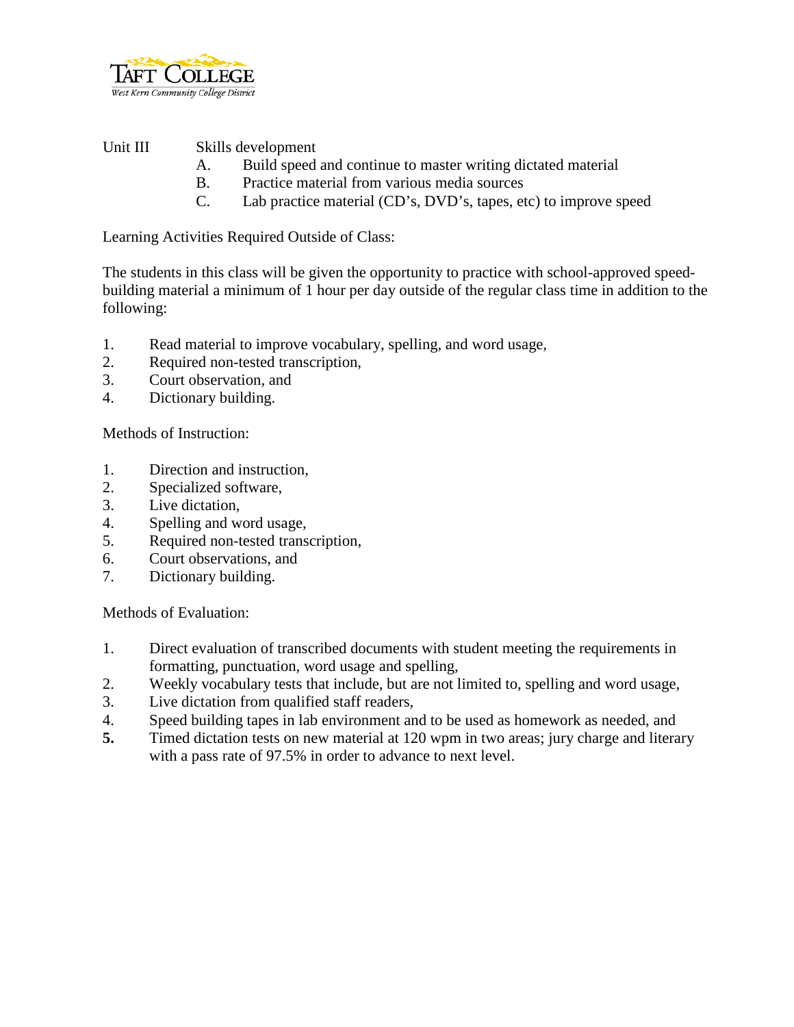Unit III Skills development

A. Build speed and continue to master writing dictated material
B. Practice material from various media sources
C. Lab practice material (CD's, DVD's, tapes, etc) to improve speed

Learning Activities Required Outside of Class:

The students in this class will be given the opportunity to practice with school-approved speed-building material a minimum of 1 hour per day outside of the regular class time in addition to the following:

1. Read material to improve vocabulary, spelling, and word usage,
2. Required non-tested transcription,
3. Court observation, and
4. Dictionary building.

Methods of Instruction:

1. Direction and instruction,
2. Specialized software,
3. Live dictation,
4. Spelling and word usage,
5. Required non-tested transcription,
6. Court observations, and
7. Dictionary building.

Methods of Evaluation:

1. Direct evaluation of transcribed documents with student meeting the requirements in formatting, punctuation, word usage and spelling,
2. Weekly vocabulary tests that include, but are not limited to, spelling and word usage,
3. Live dictation from qualified staff readers,
4. Speed building tapes in lab environment and to be used as homework as needed, and
5. Timed dictation tests on new material at 120 wpm in two areas; jury charge and literary with a pass rate of 97.5% in order to advance to next level.